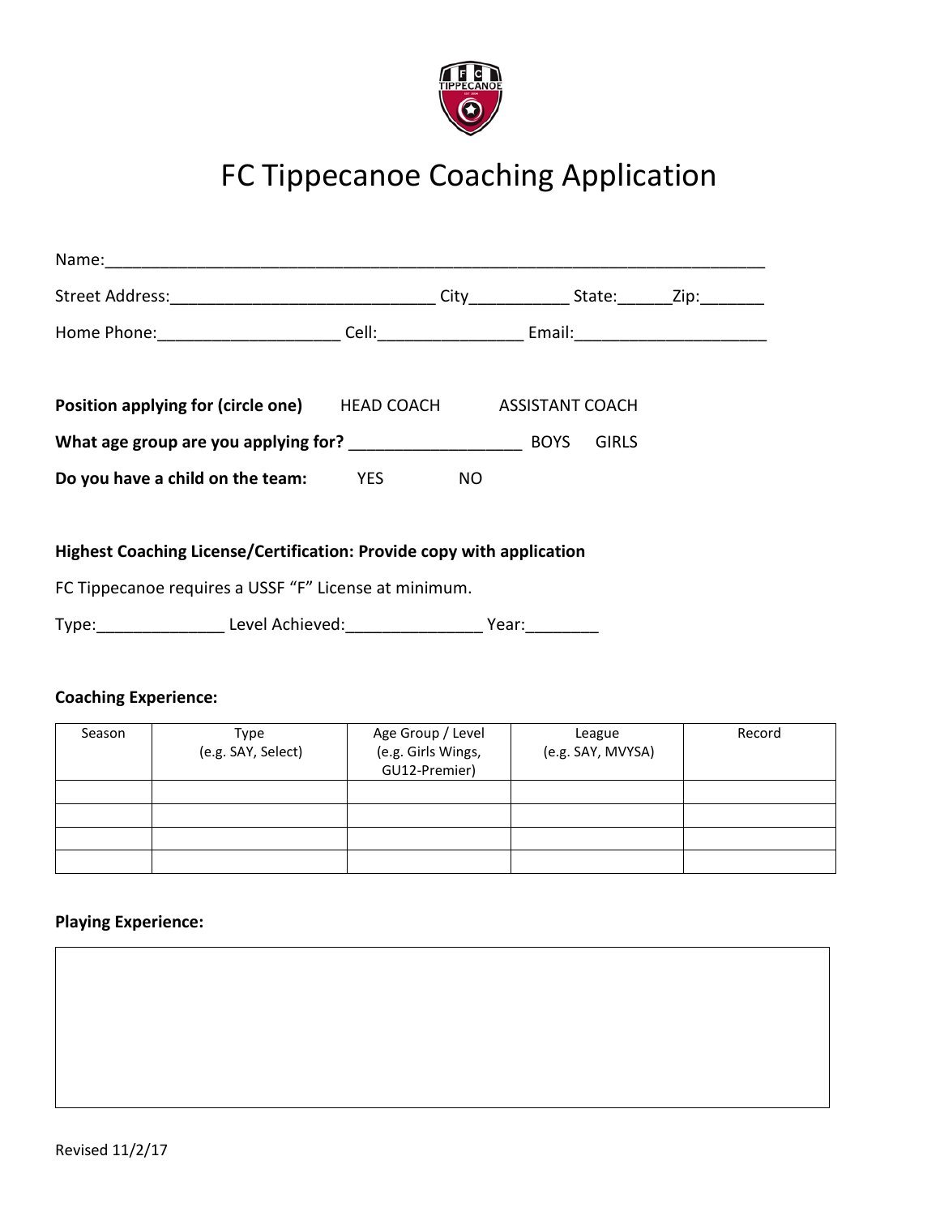# FC Tippecanoe Coaching Application

Name:___________________________________________________________________________

Street Address:_____________________________ City__________ State:______Zip:_______

Home Phone:____________________ Cell:________________ Email:_____________________

**Position applying for (circle one)** HEAD COACH ASSISTANT COACH

**What age group are you applying for?** ___________________ BOYS GIRLS

**Do you have a child on the team:** YES NO

**Highest Coaching License/Certification: Provide copy with application**

FC Tippecanoe requires a USSF "F" License at minimum.

Type:______________ Level Achieved:_______________ Year:________

**Coaching Experience:**

| Season | Type (e.g. SAY, Select) | Age Group / Level (e.g. Girls Wings, GU12-Premier) | League (e.g. SAY, MVYSA) | Record |
|---|---|---|---|---|
| | | | | |
| | | | | |
| | | | | |
| | | | | |

**Playing Experience:**

| |
|---|
| |

Revised 11/2/17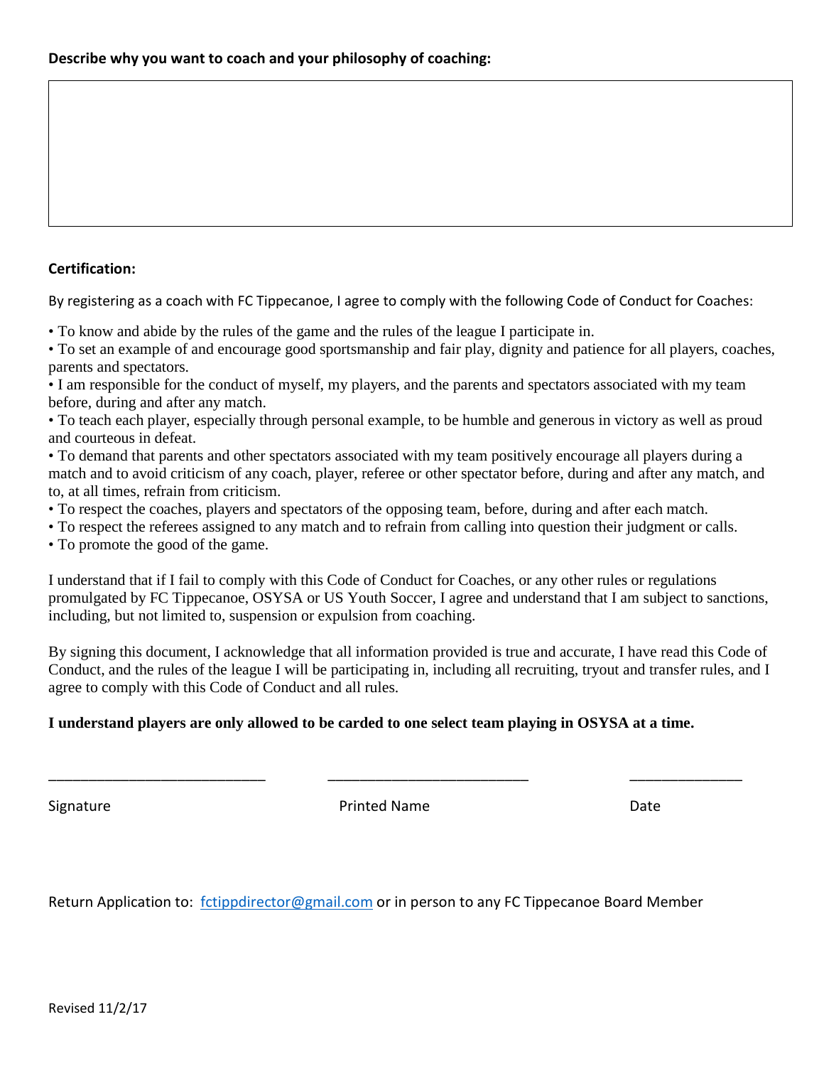**Describe why you want to coach and your philosophy of coaching:**

**Certification:**

By registering as a coach with FC Tippecanoe, I agree to comply with the following Code of Conduct for Coaches:

- To know and abide by the rules of the game and the rules of the league I participate in.
- To set an example of and encourage good sportsmanship and fair play, dignity and patience for all players, coaches, parents and spectators.
- I am responsible for the conduct of myself, my players, and the parents and spectators associated with my team before, during and after any match.
- To teach each player, especially through personal example, to be humble and generous in victory as well as proud and courteous in defeat.
- To demand that parents and other spectators associated with my team positively encourage all players during a match and to avoid criticism of any coach, player, referee or other spectator before, during and after any match, and to, at all times, refrain from criticism.
- To respect the coaches, players and spectators of the opposing team, before, during and after each match.
- To respect the referees assigned to any match and to refrain from calling into question their judgment or calls.
- To promote the good of the game.

I understand that if I fail to comply with this Code of Conduct for Coaches, or any other rules or regulations promulgated by FC Tippecanoe, OSYSA or US Youth Soccer, I agree and understand that I am subject to sanctions, including, but not limited to, suspension or expulsion from coaching.

By signing this document, I acknowledge that all information provided is true and accurate, I have read this Code of Conduct, and the rules of the league I will be participating in, including all recruiting, tryout and transfer rules, and I agree to comply with this Code of Conduct and all rules.

**I understand players are only allowed to be carded to one select team playing in OSYSA at a time.**

\_\_\_\_\_\_\_\_\_\_\_\_\_\_\_\_\_\_\_\_\_\_\_\_\_\_\_\_ \_\_\_\_\_\_\_\_\_\_\_\_\_\_\_\_\_\_\_\_\_\_\_\_\_\_ \_\_\_\_\_\_\_\_\_\_\_\_\_\_\_

Signature Printed Name Date

Return Application to: fctippdirector@gmail.com or in person to any FC Tippecanoe Board Member

Revised 11/2/17